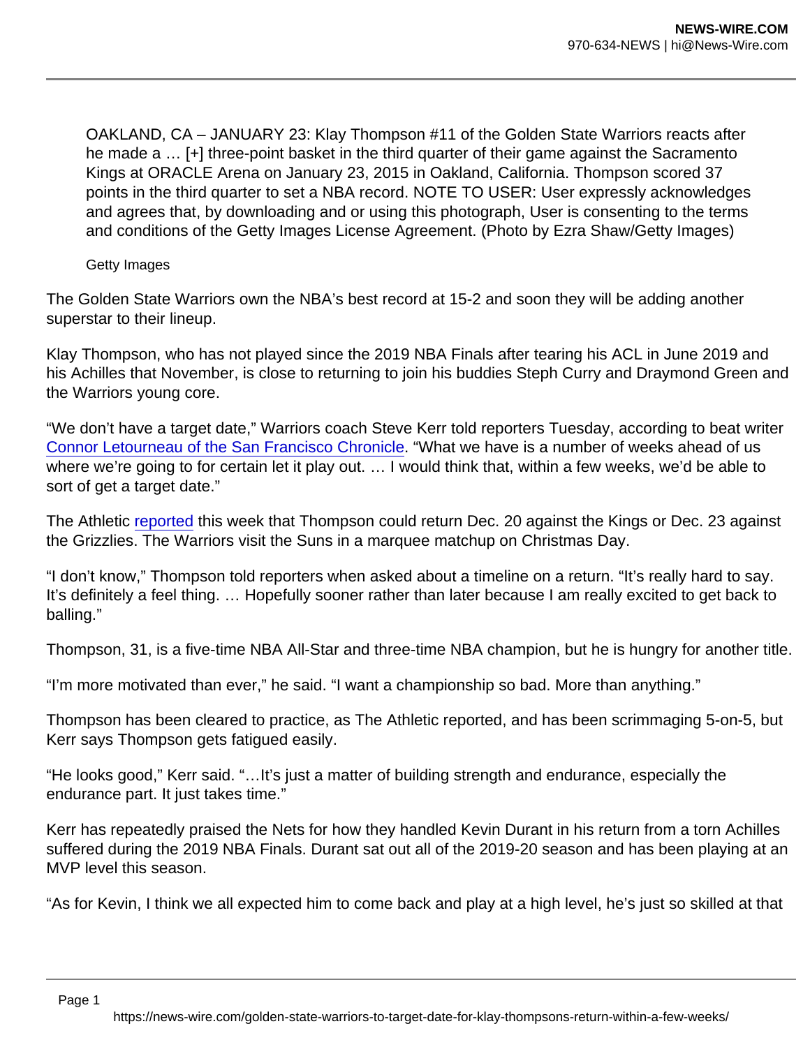OAKLAND, CA – JANUARY 23: Klay Thompson #11 of the Golden State Warriors reacts after he made a … [+] three-point basket in the third quarter of their game against the Sacramento Kings at ORACLE Arena on January 23, 2015 in Oakland, California. Thompson scored 37 points in the third quarter to set a NBA record. NOTE TO USER: User expressly acknowledges and agrees that, by downloading and or using this photograph, User is consenting to the terms and conditions of the Getty Images License Agreement. (Photo by Ezra Shaw/Getty Images)

Getty Images

The Golden State Warriors own the NBA's best record at 15-2 and soon they will be adding another superstar to their lineup.

Klay Thompson, who has not played since the 2019 NBA Finals after tearing his ACL in June 2019 and his Achilles that November, is close to returning to join his buddies Steph Curry and Draymond Green and the Warriors young core.

"We don't have a target date," Warriors coach Steve Kerr told reporters Tuesday, according to beat writer Connor Letourneau of the San Francisco Chronicle. "What we have is a number of weeks ahead of us where we're going to for certain let it play out. … I would think that, within a few weeks, we'd be able to sort of get a target date."

The Athletic reported this week that Thompson could return Dec. 20 against the Kings or Dec. 23 against the Grizzlies. The Warriors visit the Suns in a marquee matchup on Christmas Day.

"I don't know," Thompson told reporters when asked about a timeline on a return. "It's really hard to say. It's definitely a feel thing. … Hopefully sooner rather than later because I am really excited to get back to balling."

Thompson, 31, is a five-time NBA All-Star and three-time NBA champion, but he is hungry for another title.

"I'm more motivated than ever," he said. "I want a championship so bad. More than anything."

Thompson has been cleared to practice, as The Athletic reported, and has been scrimmaging 5-on-5, but Kerr says Thompson gets fatigued easily.

"He looks good," Kerr said. "…It's just a matter of building strength and endurance, especially the endurance part. It just takes time."

Kerr has repeatedly praised the Nets for how they handled Kevin Durant in his return from a torn Achilles suffered during the 2019 NBA Finals. Durant sat out all of the 2019-20 season and has been playing at an MVP level this season.

"As for Kevin, I think we all expected him to come back and play at a high level, he's just so skilled at that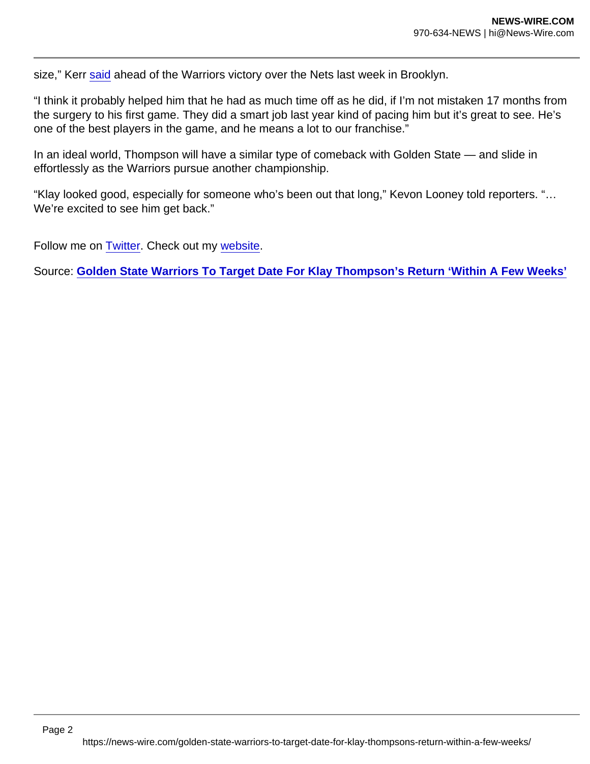size," Kerr said ahead of the Warriors victory over the Nets last week in Brooklyn.

"I think it probably helped him that he had as much time off as he did, if I'm not mistaken 17 months from the surgery to his first game. They did a smart job last year kind of pacing him but it's great to see. He's one of the best players in the game, and he means a lot to our franchise."

In an ideal world, Thompson will have a similar type of comeback with Golden State — and slide in effortlessly as the Warriors pursue another championship.

"Klay looked good, especially for someone who's been out that long," Kevon Looney told reporters. "… We're excited to see him get back."

Follow me on Twitter. Check out my website.

Source: **Golden State Warriors To Target Date For Klay Thompson's Return 'Within A Few Weeks'**